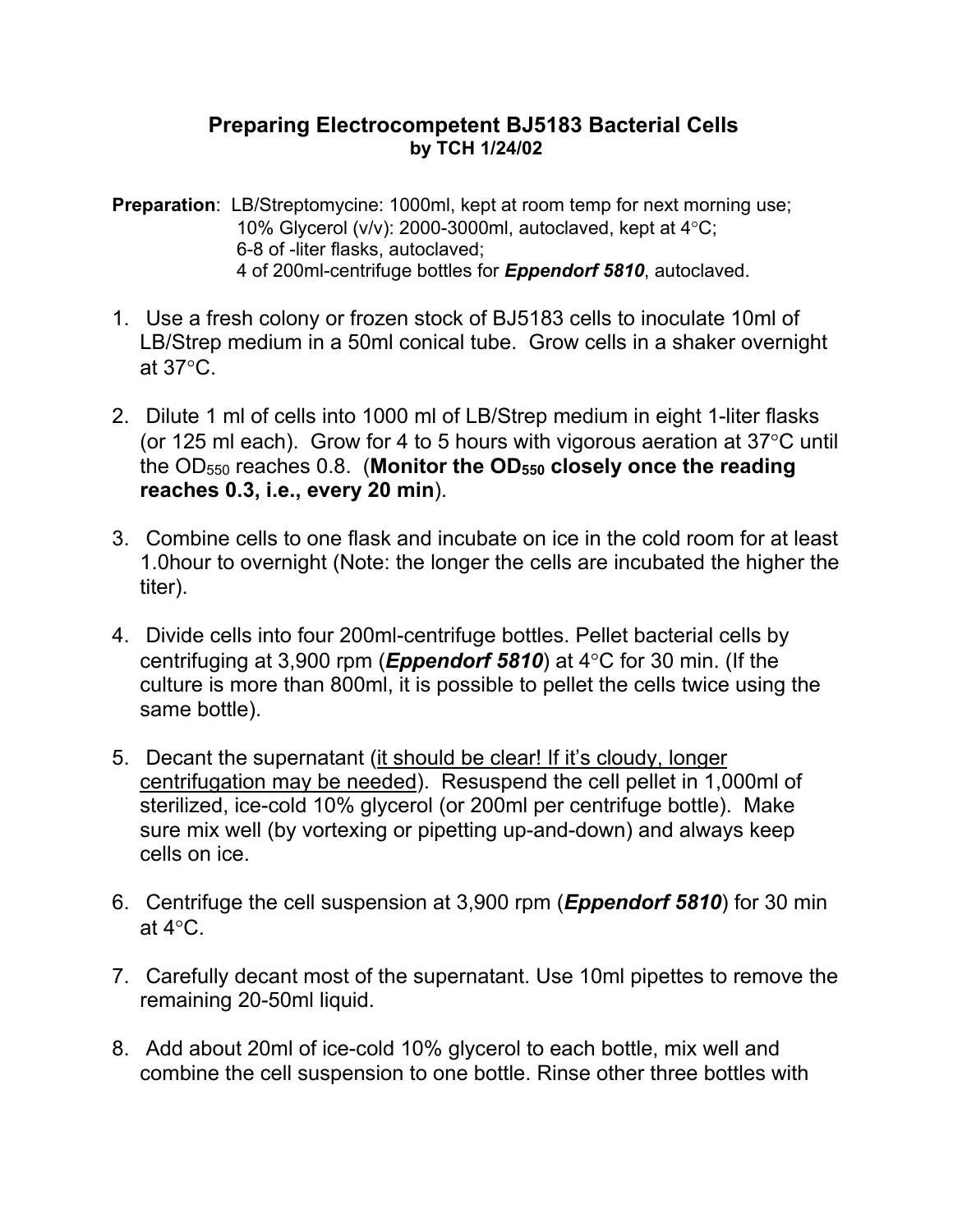# Preparing Electrocompetent BJ5183 Bacterial Cells

**by TCH 1/24/02**

**Preparation**: LB/Streptomycine: 1000ml, kept at room temp for next morning use;
10% Glycerol (v/v): 2000-3000ml, autoclaved, kept at 4°C;
6-8 of -liter flasks, autoclaved;
4 of 200ml-centrifuge bottles for ***Eppendorf 5810***, autoclaved.

1. Use a fresh colony or frozen stock of BJ5183 cells to inoculate 10ml of LB/Strep medium in a 50ml conical tube. Grow cells in a shaker overnight at 37°C.

2. Dilute 1 ml of cells into 1000 ml of LB/Strep medium in eight 1-liter flasks (or 125 ml each). Grow for 4 to 5 hours with vigorous aeration at 37°C until the $OD_{550}$ reaches 0.8. (**Monitor the $OD_{550}$ closely once the reading reaches 0.3, i.e., every 20 min**).

3. Combine cells to one flask and incubate on ice in the cold room for at least 1.0hour to overnight (Note: the longer the cells are incubated the higher the titer).

4. Divide cells into four 200ml-centrifuge bottles. Pellet bacterial cells by centrifuging at 3,900 rpm (***Eppendorf 5810***) at 4°C for 30 min. (If the culture is more than 800ml, it is possible to pellet the cells twice using the same bottle).

5. Decant the supernatant (<u>it should be clear! If it's cloudy, longer centrifugation may be needed</u>). Resuspend the cell pellet in 1,000ml of sterilized, ice-cold 10% glycerol (or 200ml per centrifuge bottle). Make sure mix well (by vortexing or pipetting up-and-down) and always keep cells on ice.

6. Centrifuge the cell suspension at 3,900 rpm (***Eppendorf 5810***) for 30 min at 4°C.

7. Carefully decant most of the supernatant. Use 10ml pipettes to remove the remaining 20-50ml liquid.

8. Add about 20ml of ice-cold 10% glycerol to each bottle, mix well and combine the cell suspension to one bottle. Rinse other three bottles with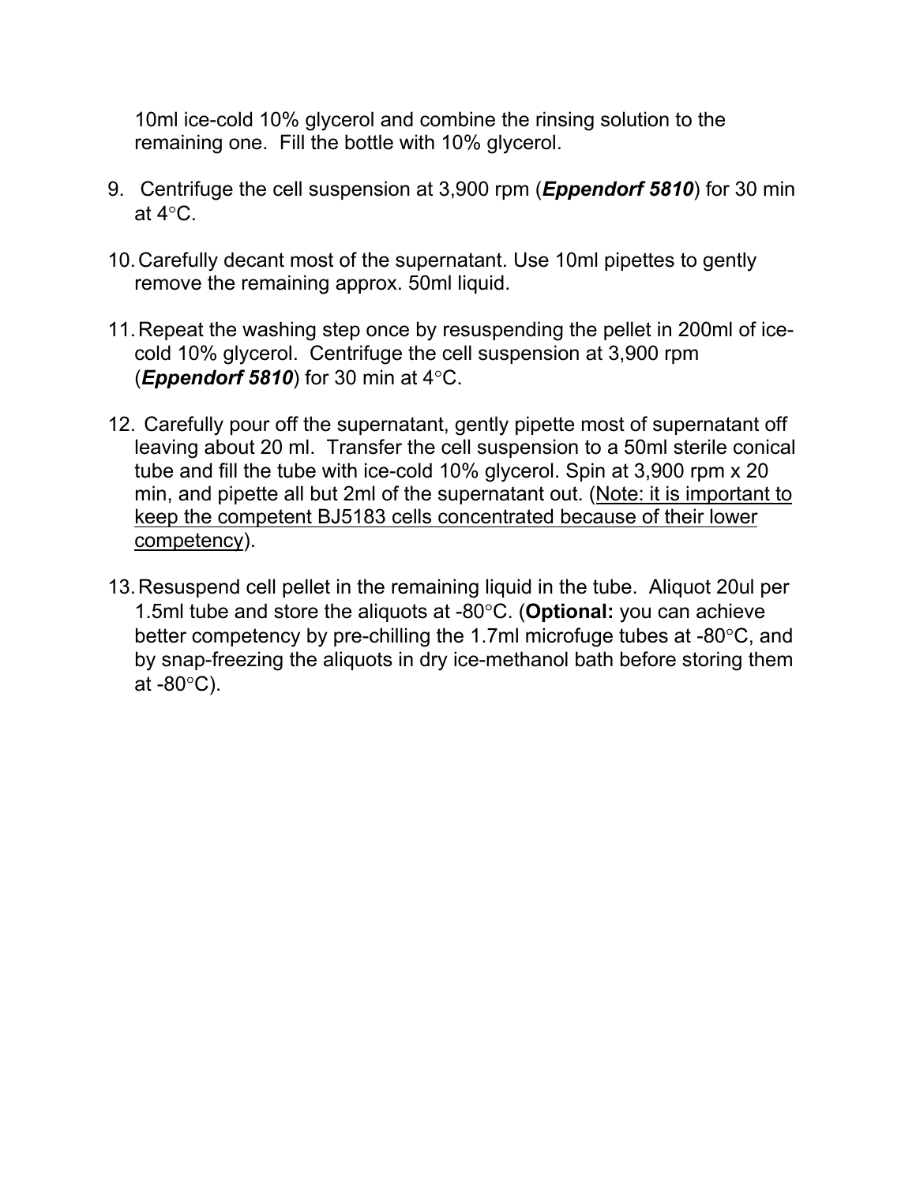10ml ice-cold 10% glycerol and combine the rinsing solution to the remaining one. Fill the bottle with 10% glycerol.

9. Centrifuge the cell suspension at 3,900 rpm (***Eppendorf 5810***) for 30 min at 4°C.

10. Carefully decant most of the supernatant. Use 10ml pipettes to gently remove the remaining approx. 50ml liquid.

11. Repeat the washing step once by resuspending the pellet in 200ml of ice-cold 10% glycerol. Centrifuge the cell suspension at 3,900 rpm (***Eppendorf 5810***) for 30 min at 4°C.

12. Carefully pour off the supernatant, gently pipette most of supernatant off leaving about 20 ml. Transfer the cell suspension to a 50ml sterile conical tube and fill the tube with ice-cold 10% glycerol. Spin at 3,900 rpm x 20 min, and pipette all but 2ml of the supernatant out. (<u>Note: it is important to keep the competent BJ5183 cells concentrated because of their lower competency</u>).

13. Resuspend cell pellet in the remaining liquid in the tube. Aliquot 20ul per 1.5ml tube and store the aliquots at -80°C. (**Optional:** you can achieve better competency by pre-chilling the 1.7ml microfuge tubes at -80°C, and by snap-freezing the aliquots in dry ice-methanol bath before storing them at -80°C).